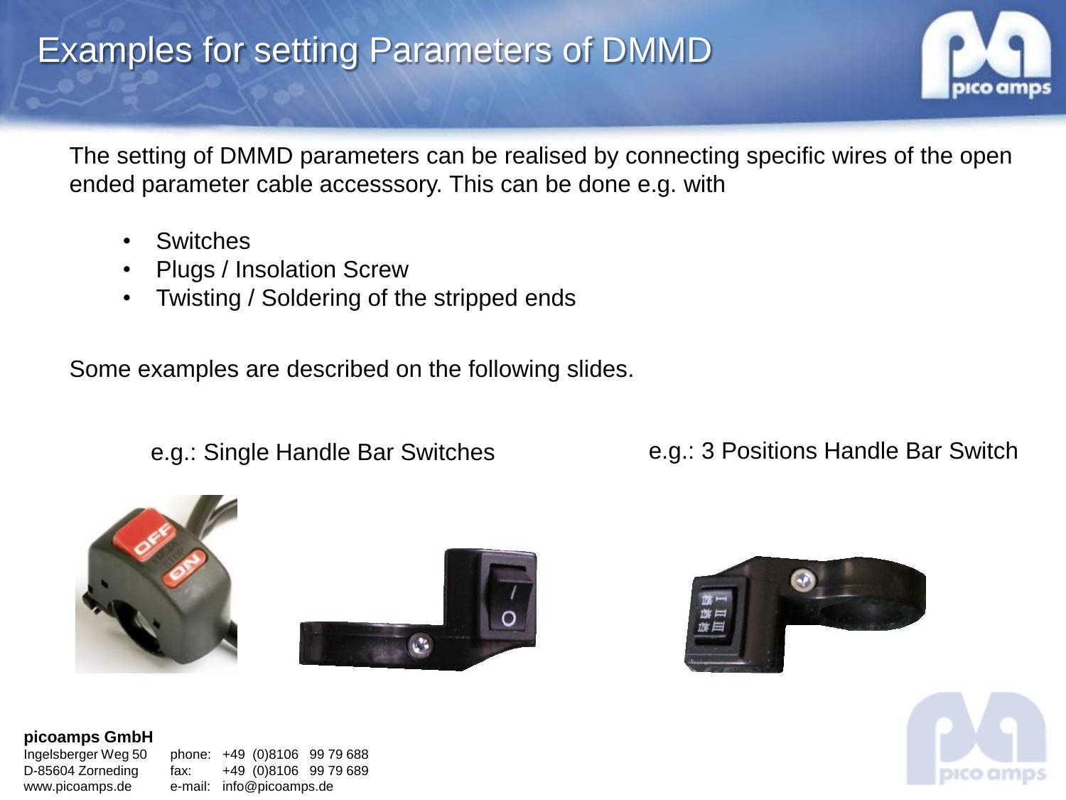# Examples for setting Parameters of DMMD

The setting of DMMD parameters can be realised by connecting specific wires of the open ended parameter cable accesssory. This can be done e.g. with

- Switches
- Plugs / Insolation Screw
- Twisting / Soldering of the stripped ends

Some examples are described on the following slides.

e.g.: Single Handle Bar Switches

e.g.: 3 Positions Handle Bar Switch

**picoamps GmbH**
Ingelsberger Weg 50
D-85604 Zorneding
www.picoamps.de

phone: +49 (0)8106 99 79 688
fax: +49 (0)8106 99 79 689
e-mail: info@picoamps.de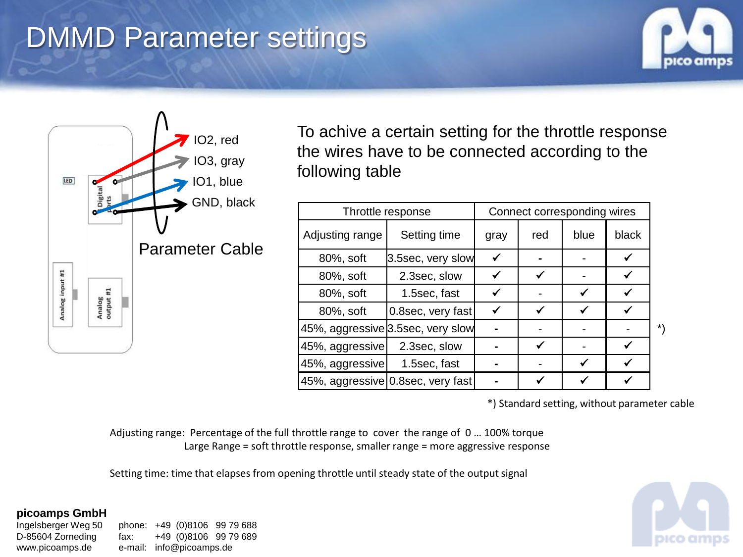# DMMD Parameter settings

IO2, red
IO3, gray
IO1, blue
GND, black

Parameter Cable

To achive a certain setting for the throttle response the wires have to be connected according to the following table

| Throttle response | | Connect corresponding wires | | | | |
|---|---|---|---|---|---|---|
| Adjusting range | Setting time | gray | red | blue | black | |
| 80%, soft | 3.5sec, very slow | ✓ | - | - | ✓ | |
| 80%, soft | 2.3sec, slow | ✓ | ✓ | - | ✓ | |
| 80%, soft | 1.5sec, fast | ✓ | - | ✓ | ✓ | |
| 80%, soft | 0.8sec, very fast | ✓ | ✓ | ✓ | ✓ | |
| 45%, aggressive | 3.5sec, very slow | - | - | - | - | *) |
| 45%, aggressive | 2.3sec, slow | - | ✓ | - | ✓ | |
| 45%, aggressive | 1.5sec, fast | - | - | ✓ | ✓ | |
| 45%, aggressive | 0.8sec, very fast | - | ✓ | ✓ | ✓ | |

*) Standard setting, without parameter cable

Adjusting range: Percentage of the full throttle range to cover the range of 0 … 100% torque
Large Range = soft throttle response, smaller range = more aggressive response

Setting time: time that elapses from opening throttle until steady state of the output signal

**picoamps GmbH**
Ingelsberger Weg 50
D-85604 Zorneding
www.picoamps.de

phone: +49 (0)8106 99 79 688
fax: +49 (0)8106 99 79 689
e-mail: info@picoamps.de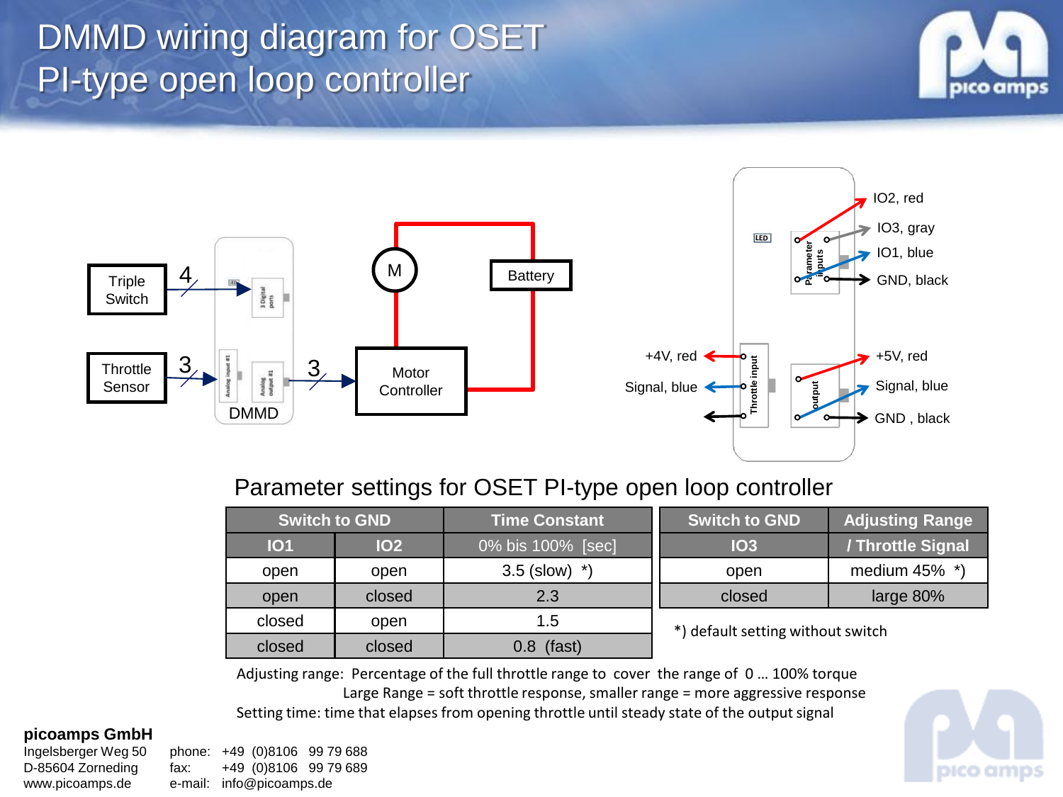# DMMD wiring diagram for OSET PI-type open loop controller

Triple Switch — 4 → DMMD (3 Digital ports)

Throttle Sensor — 3 → DMMD (Analog input #1) — Analog output #1 — 3 → Motor Controller

M — Battery — Motor Controller

Parameter inputs: IO2, red; IO3, gray; IO1, blue; GND, black

Throttle input: +4V, red; Signal, blue

output: +5V, red; Signal, blue; GND , black

## Parameter settings for OSET PI-type open loop controller

| Switch to GND | | Time Constant |
|---|---|---|
| IO1 | IO2 | 0% bis 100% [sec] |
| open | open | 3.5 (slow) *) |
| open | closed | 2.3 |
| closed | open | 1.5 |
| closed | closed | 0.8 (fast) |

| Switch to GND | Adjusting Range |
|---|---|
| IO3 | / Throttle Signal |
| open | medium 45% *) |
| closed | large 80% |

*) default setting without switch

Adjusting range: Percentage of the full throttle range to cover the range of 0 … 100% torque
Large Range = soft throttle response, smaller range = more aggressive response

Setting time: time that elapses from opening throttle until steady state of the output signal

**picoamps GmbH**
Ingelsberger Weg 50
D-85604 Zorneding
www.picoamps.de

phone: +49 (0)8106 99 79 688
fax: +49 (0)8106 99 79 689
e-mail: info@picoamps.de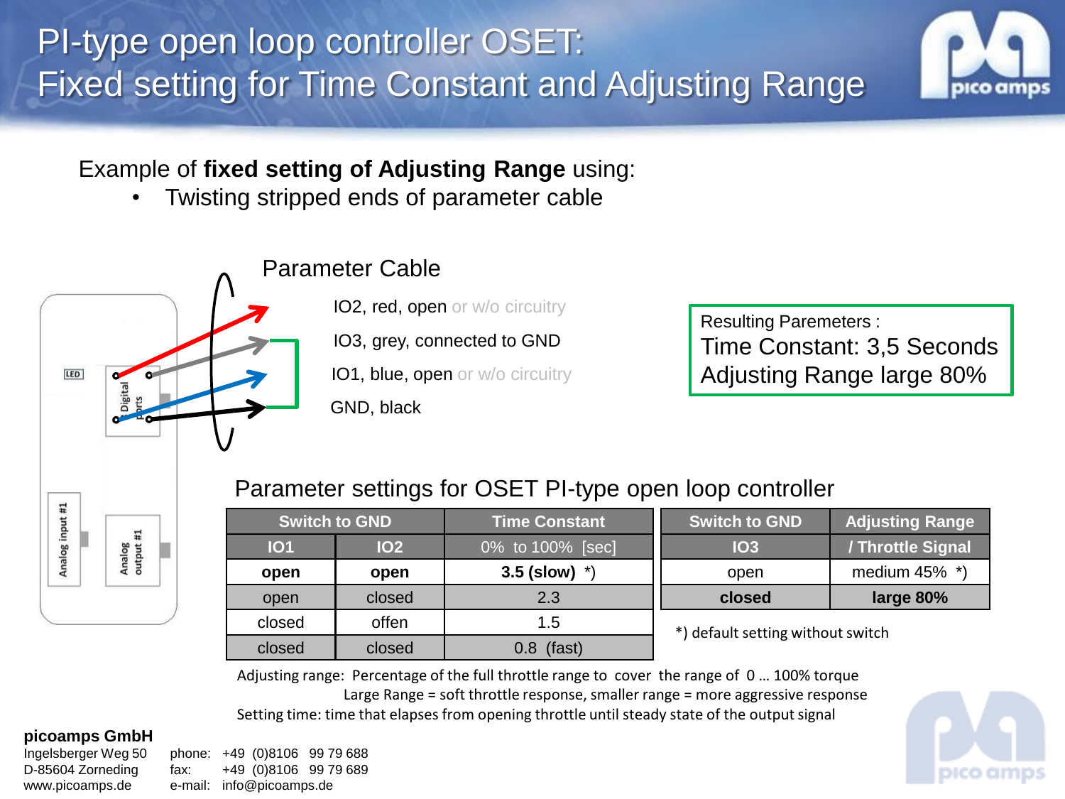# PI-type open loop controller OSET: Fixed setting for Time Constant and Adjusting Range

Example of **fixed setting of Adjusting Range** using:

- Twisting stripped ends of parameter cable

## Parameter Cable

IO2, red, open or w/o circuitry

IO3, grey, connected to GND

IO1, blue, open or w/o circuitry

GND, black

Resulting Paremeters :
Time Constant: 3,5 Seconds
Adjusting Range large 80%

LED

Digital Ports

Analog input #1

Analog output #1

## Parameter settings for OSET PI-type open loop controller

| Switch to GND | | Time Constant |
|---|---|---|
| IO1 | IO2 | 0% to 100% [sec] |
| **open** | **open** | **3.5 (slow)** *) |
| open | closed | 2.3 |
| closed | offen | 1.5 |
| closed | closed | 0.8 (fast) |

| Switch to GND | Adjusting Range |
|---|---|
| IO3 | / Throttle Signal |
| open | medium 45% *) |
| **closed** | **large 80%** |

*) default setting without switch

Adjusting range: Percentage of the full throttle range to cover the range of 0 … 100% torque
Large Range = soft throttle response, smaller range = more aggressive response

Setting time: time that elapses from opening throttle until steady state of the output signal

**picoamps GmbH**
Ingelsberger Weg 50
D-85604 Zorneding
www.picoamps.de

phone: +49 (0)8106 99 79 688
fax: +49 (0)8106 99 79 689
e-mail: info@picoamps.de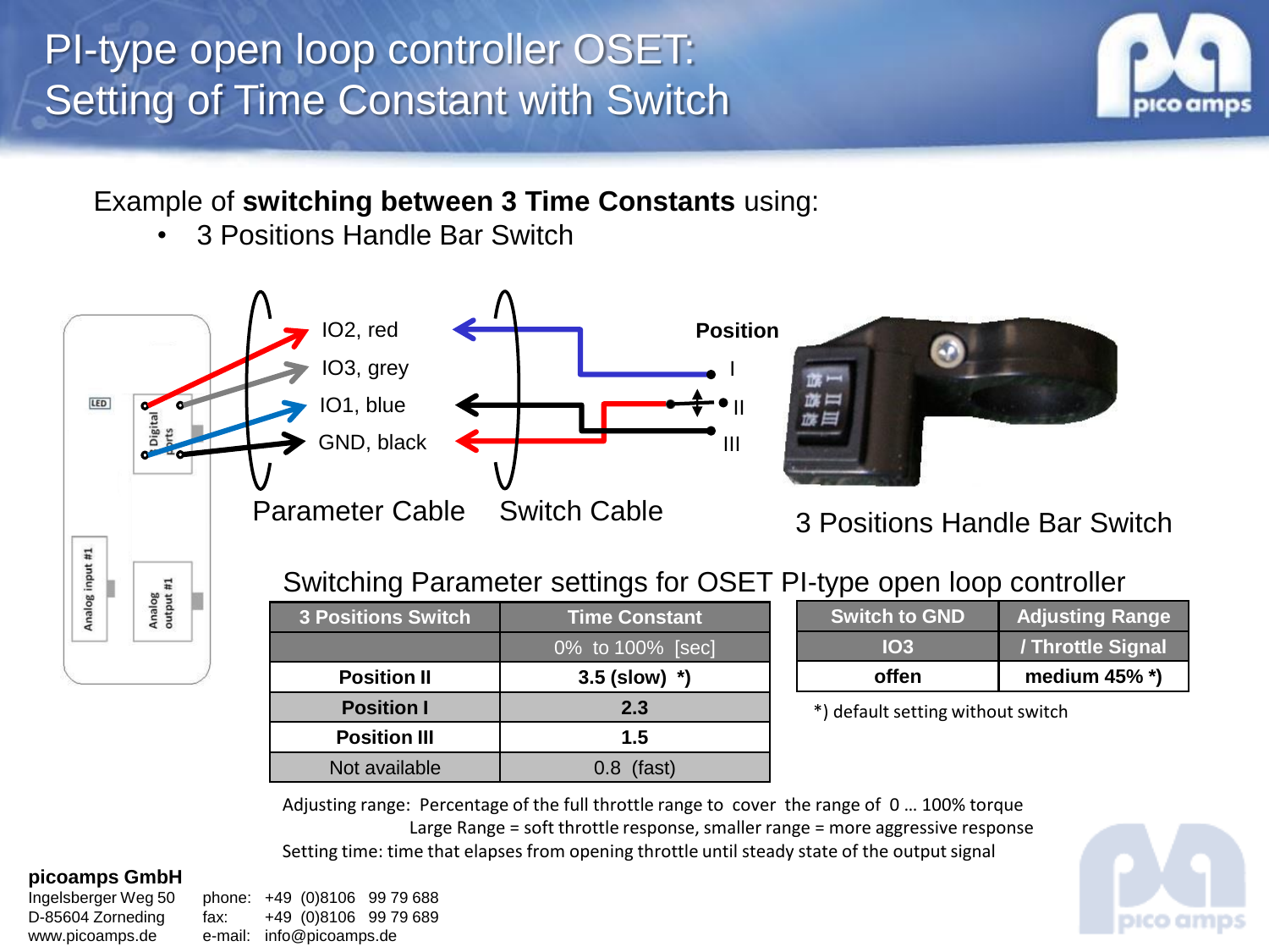# PI-type open loop controller OSET: Setting of Time Constant with Switch

Example of **switching between 3 Time Constants** using:

- 3 Positions Handle Bar Switch

IO2, red
IO3, grey
IO1, blue
GND, black

Position
I
II
III

Parameter Cable    Switch Cable

3 Positions Handle Bar Switch

Switching Parameter settings for OSET PI-type open loop controller

| 3 Positions Switch | Time Constant |
|---|---|
| | 0% to 100% [sec] |
| **Position II** | **3.5 (slow) *)** |
| **Position I** | **2.3** |
| **Position III** | **1.5** |
| Not available | 0.8 (fast) |

| Switch to GND | Adjusting Range |
|---|---|
| IO3 | / Throttle Signal |
| **offen** | **medium 45% *)** |

*) default setting without switch

Adjusting range: Percentage of the full throttle range to cover the range of 0 … 100% torque
Large Range = soft throttle response, smaller range = more aggressive response
Setting time: time that elapses from opening throttle until steady state of the output signal

**picoamps GmbH**
Ingelsberger Weg 50
D-85604 Zorneding
www.picoamps.de

phone: +49 (0)8106 99 79 688
fax: +49 (0)8106 99 79 689
e-mail: info@picoamps.de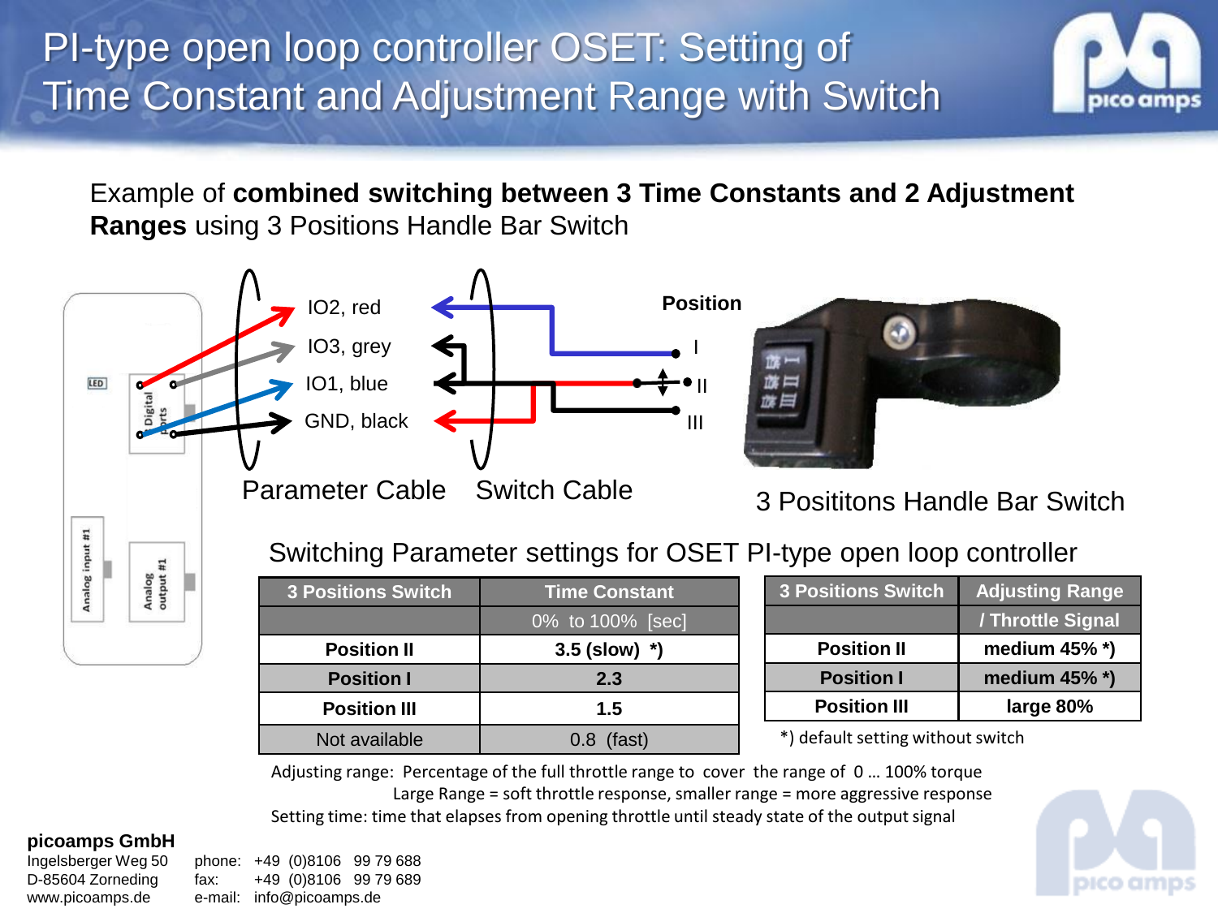# PI-type open loop controller OSET: Setting of Time Constant and Adjustment Range with Switch

Example of **combined switching between 3 Time Constants and 2 Adjustment Ranges** using 3 Positions Handle Bar Switch

IO2, red
IO3, grey
IO1, blue
GND, black

Position
I
II
III

Parameter Cable   Switch Cable

3 Posititons Handle Bar Switch

Switching Parameter settings for OSET PI-type open loop controller

| 3 Positions Switch | Time Constant |
|---|---|
| | 0% to 100% [sec] |
| **Position II** | **3.5 (slow) *)** |
| **Position I** | **2.3** |
| **Position III** | **1.5** |
| Not available | 0.8 (fast) |

| 3 Positions Switch | Adjusting Range / Throttle Signal |
|---|---|
| **Position II** | **medium 45% *)** |
| **Position I** | **medium 45% *)** |
| **Position III** | **large 80%** |

*) default setting without switch

Adjusting range: Percentage of the full throttle range to cover the range of 0 … 100% torque
Large Range = soft throttle response, smaller range = more aggressive response
Setting time: time that elapses from opening throttle until steady state of the output signal

**picoamps GmbH**
Ingelsberger Weg 50
D-85604 Zorneding
www.picoamps.de

phone: +49 (0)8106 99 79 688
fax: +49 (0)8106 99 79 689
e-mail: info@picoamps.de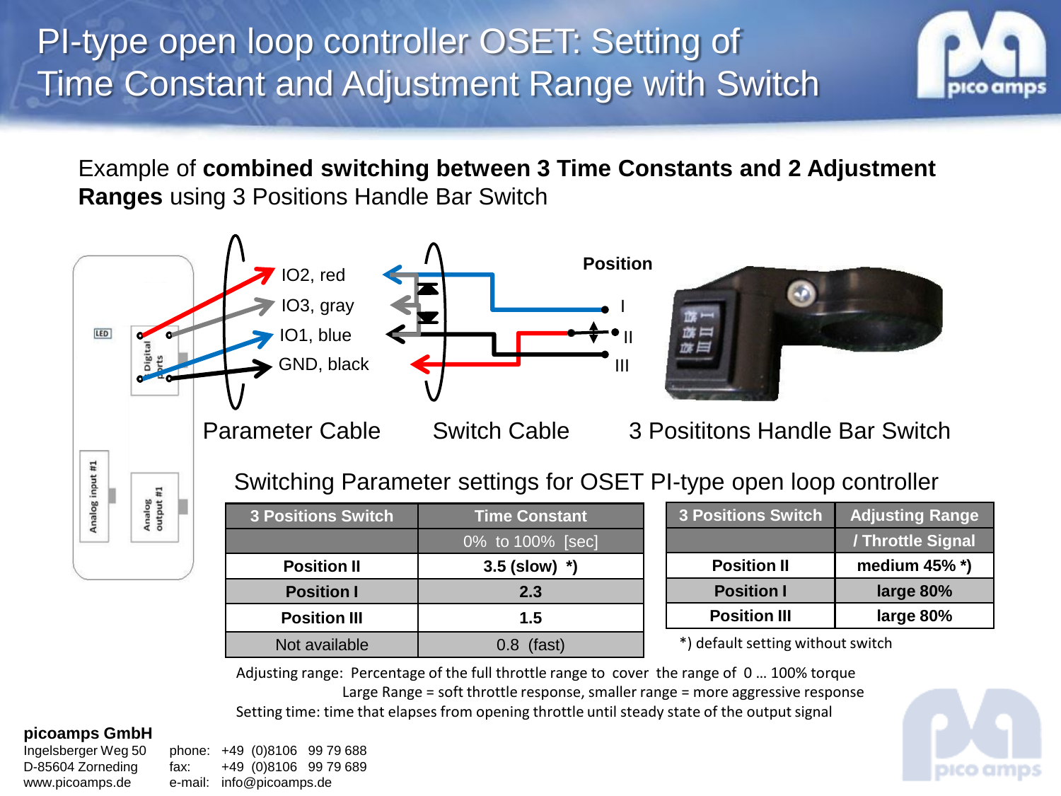# PI-type open loop controller OSET: Setting of Time Constant and Adjustment Range with Switch

Example of **combined switching between 3 Time Constants and 2 Adjustment Ranges** using 3 Positions Handle Bar Switch

IO2, red
IO3, gray
IO1, blue
GND, black

Position
I
II
III

Parameter Cable    Switch Cable    3 Posititons Handle Bar Switch

## Switching Parameter settings for OSET PI-type open loop controller

| 3 Positions Switch | Time Constant |
|---|---|
| | 0% to 100% [sec] |
| **Position II** | **3.5 (slow) *)** |
| **Position I** | **2.3** |
| **Position III** | **1.5** |
| Not available | 0.8 (fast) |

| 3 Positions Switch | Adjusting Range |
|---|---|
| | / Throttle Signal |
| **Position II** | **medium 45% *)** |
| **Position I** | **large 80%** |
| **Position III** | **large 80%** |

*) default setting without switch

Adjusting range: Percentage of the full throttle range to cover the range of 0 … 100% torque
Large Range = soft throttle response, smaller range = more aggressive response

Setting time: time that elapses from opening throttle until steady state of the output signal

**picoamps GmbH**
Ingelsberger Weg 50
D-85604 Zorneding
www.picoamps.de

phone: +49 (0)8106 99 79 688
fax: +49 (0)8106 99 79 689
e-mail: info@picoamps.de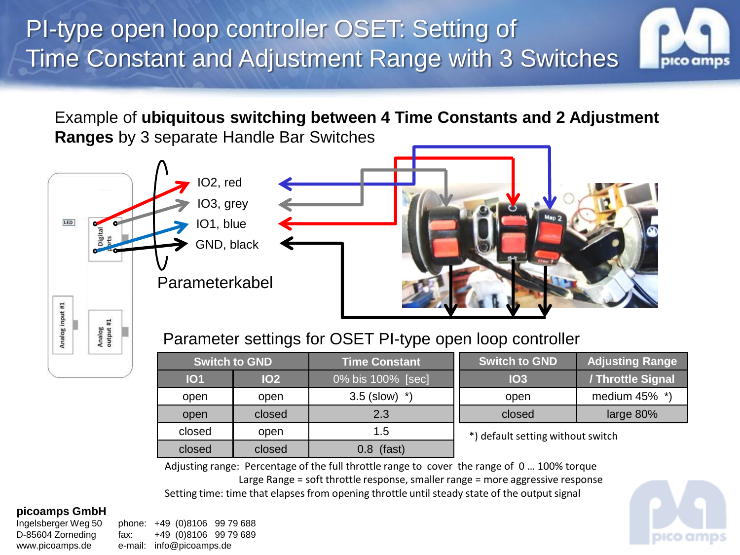# PI-type open loop controller OSET: Setting of Time Constant and Adjustment Range with 3 Switches

Example of **ubiquitous switching between 4 Time Constants and 2 Adjustment Ranges** by 3 separate Handle Bar Switches

IO2, red

IO3, grey

IO1, blue

GND, black

Parameterkabel

## Parameter settings for OSET PI-type open loop controller

| Switch to GND | | Time Constant |
|---|---|---|
| **IO1** | **IO2** | 0% bis 100% [sec] |
| open | open | 3.5 (slow) *) |
| open | closed | 2.3 |
| closed | open | 1.5 |
| closed | closed | 0.8 (fast) |

| Switch to GND | Adjusting Range |
|---|---|
| **IO3** | **/ Throttle Signal** |
| open | medium 45% *) |
| closed | large 80% |

*) default setting without switch

Adjusting range: Percentage of the full throttle range to cover the range of 0 … 100% torque
Large Range = soft throttle response, smaller range = more aggressive response

Setting time: time that elapses from opening throttle until steady state of the output signal

**picoamps GmbH**
Ingelsberger Weg 50
D-85604 Zorneding
www.picoamps.de

phone: +49 (0)8106 99 79 688
fax: +49 (0)8106 99 79 689
e-mail: info@picoamps.de